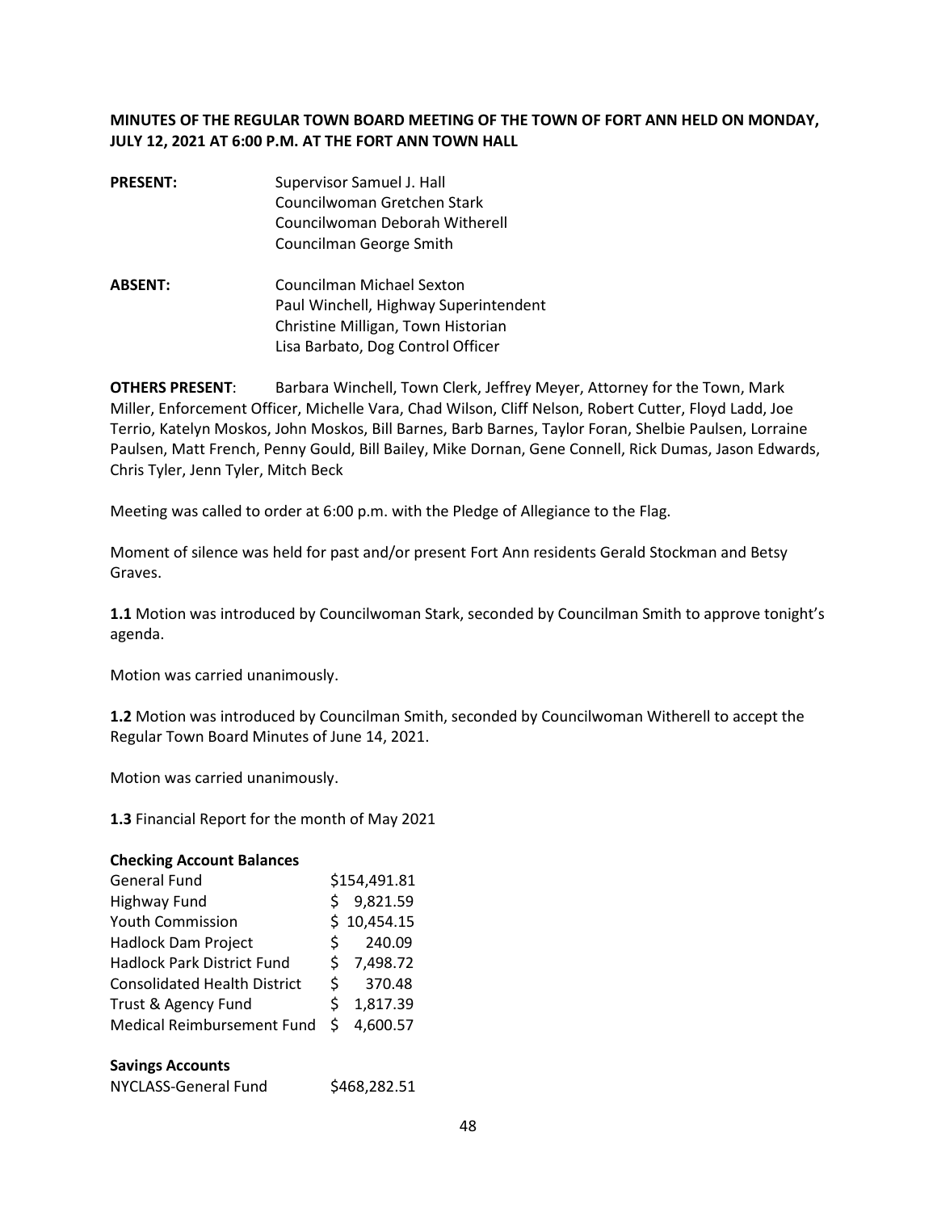**MINUTES OF THE REGULAR TOWN BOARD MEETING OF THE TOWN OF FORT ANN HELD ON MONDAY, JULY 12, 2021 AT 6:00 P.M. AT THE FORT ANN TOWN HALL**

| | |
|---|---|
| **PRESENT:** | Supervisor Samuel J. Hall<br>Councilwoman Gretchen Stark<br>Councilwoman Deborah Witherell<br>Councilman George Smith |
| **ABSENT:** | Councilman Michael Sexton<br>Paul Winchell, Highway Superintendent<br>Christine Milligan, Town Historian<br>Lisa Barbato, Dog Control Officer |

**OTHERS PRESENT**: Barbara Winchell, Town Clerk, Jeffrey Meyer, Attorney for the Town, Mark Miller, Enforcement Officer, Michelle Vara, Chad Wilson, Cliff Nelson, Robert Cutter, Floyd Ladd, Joe Terrio, Katelyn Moskos, John Moskos, Bill Barnes, Barb Barnes, Taylor Foran, Shelbie Paulsen, Lorraine Paulsen, Matt French, Penny Gould, Bill Bailey, Mike Dornan, Gene Connell, Rick Dumas, Jason Edwards, Chris Tyler, Jenn Tyler, Mitch Beck

Meeting was called to order at 6:00 p.m. with the Pledge of Allegiance to the Flag.

Moment of silence was held for past and/or present Fort Ann residents Gerald Stockman and Betsy Graves.

**1.1** Motion was introduced by Councilwoman Stark, seconded by Councilman Smith to approve tonight's agenda.

Motion was carried unanimously.

**1.2** Motion was introduced by Councilman Smith, seconded by Councilwoman Witherell to accept the Regular Town Board Minutes of June 14, 2021.

Motion was carried unanimously.

**1.3** Financial Report for the month of May 2021

**Checking Account Balances**

| | |
|---|---|
| General Fund | $154,491.81 |
| Highway Fund | $ 9,821.59 |
| Youth Commission | $ 10,454.15 |
| Hadlock Dam Project | $ 240.09 |
| Hadlock Park District Fund | $ 7,498.72 |
| Consolidated Health District | $ 370.48 |
| Trust & Agency Fund | $ 1,817.39 |
| Medical Reimbursement Fund | $ 4,600.57 |

**Savings Accounts**

| | |
|---|---|
| NYCLASS-General Fund | $468,282.51 |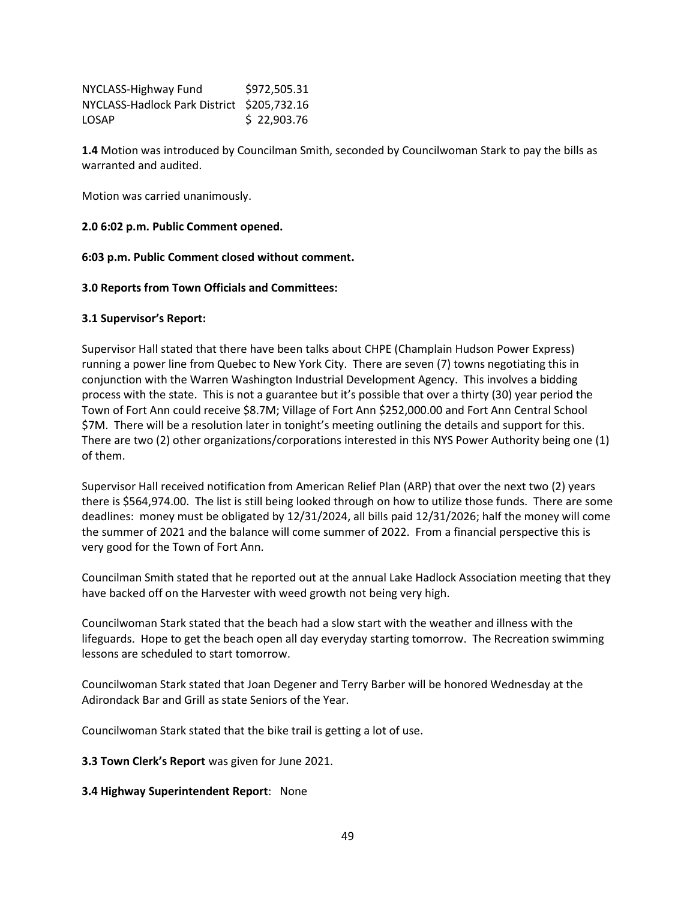| | |
|---|---|
| NYCLASS-Highway Fund | $972,505.31 |
| NYCLASS-Hadlock Park District | $205,732.16 |
| LOSAP | $ 22,903.76 |

**1.4** Motion was introduced by Councilman Smith, seconded by Councilwoman Stark to pay the bills as warranted and audited.

Motion was carried unanimously.

**2.0 6:02 p.m. Public Comment opened.**

**6:03 p.m. Public Comment closed without comment.**

**3.0 Reports from Town Officials and Committees:**

**3.1 Supervisor's Report:**

Supervisor Hall stated that there have been talks about CHPE (Champlain Hudson Power Express) running a power line from Quebec to New York City. There are seven (7) towns negotiating this in conjunction with the Warren Washington Industrial Development Agency. This involves a bidding process with the state. This is not a guarantee but it's possible that over a thirty (30) year period the Town of Fort Ann could receive $8.7M; Village of Fort Ann $252,000.00 and Fort Ann Central School $7M. There will be a resolution later in tonight's meeting outlining the details and support for this. There are two (2) other organizations/corporations interested in this NYS Power Authority being one (1) of them.

Supervisor Hall received notification from American Relief Plan (ARP) that over the next two (2) years there is $564,974.00. The list is still being looked through on how to utilize those funds. There are some deadlines: money must be obligated by 12/31/2024, all bills paid 12/31/2026; half the money will come the summer of 2021 and the balance will come summer of 2022. From a financial perspective this is very good for the Town of Fort Ann.

Councilman Smith stated that he reported out at the annual Lake Hadlock Association meeting that they have backed off on the Harvester with weed growth not being very high.

Councilwoman Stark stated that the beach had a slow start with the weather and illness with the lifeguards. Hope to get the beach open all day everyday starting tomorrow. The Recreation swimming lessons are scheduled to start tomorrow.

Councilwoman Stark stated that Joan Degener and Terry Barber will be honored Wednesday at the Adirondack Bar and Grill as state Seniors of the Year.

Councilwoman Stark stated that the bike trail is getting a lot of use.

**3.3 Town Clerk's Report** was given for June 2021.

**3.4 Highway Superintendent Report**: None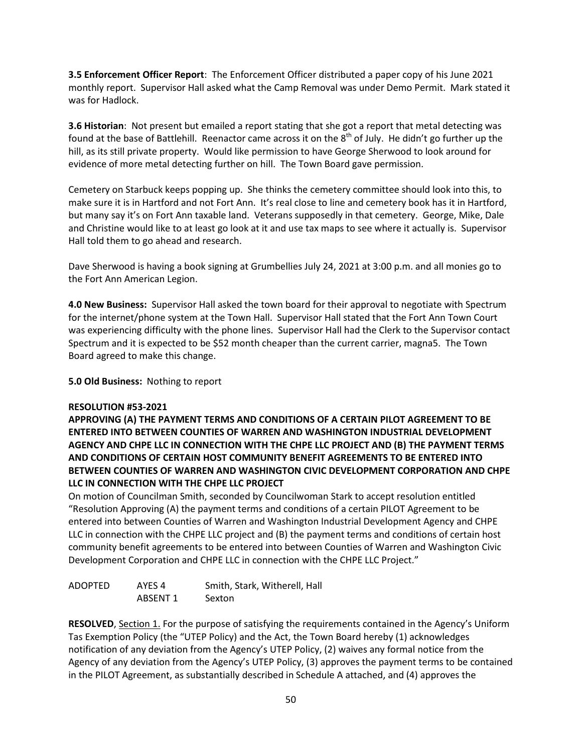**3.5 Enforcement Officer Report**: The Enforcement Officer distributed a paper copy of his June 2021 monthly report. Supervisor Hall asked what the Camp Removal was under Demo Permit. Mark stated it was for Hadlock.

**3.6 Historian**: Not present but emailed a report stating that she got a report that metal detecting was found at the base of Battlehill. Reenactor came across it on the 8th of July. He didn't go further up the hill, as its still private property. Would like permission to have George Sherwood to look around for evidence of more metal detecting further on hill. The Town Board gave permission.

Cemetery on Starbuck keeps popping up. She thinks the cemetery committee should look into this, to make sure it is in Hartford and not Fort Ann. It's real close to line and cemetery book has it in Hartford, but many say it's on Fort Ann taxable land. Veterans supposedly in that cemetery. George, Mike, Dale and Christine would like to at least go look at it and use tax maps to see where it actually is. Supervisor Hall told them to go ahead and research.

Dave Sherwood is having a book signing at Grumbellies July 24, 2021 at 3:00 p.m. and all monies go to the Fort Ann American Legion.

**4.0 New Business:** Supervisor Hall asked the town board for their approval to negotiate with Spectrum for the internet/phone system at the Town Hall. Supervisor Hall stated that the Fort Ann Town Court was experiencing difficulty with the phone lines. Supervisor Hall had the Clerk to the Supervisor contact Spectrum and it is expected to be $52 month cheaper than the current carrier, magna5. The Town Board agreed to make this change.

**5.0 Old Business:** Nothing to report

**RESOLUTION #53-2021**

**APPROVING (A) THE PAYMENT TERMS AND CONDITIONS OF A CERTAIN PILOT AGREEMENT TO BE ENTERED INTO BETWEEN COUNTIES OF WARREN AND WASHINGTON INDUSTRIAL DEVELOPMENT AGENCY AND CHPE LLC IN CONNECTION WITH THE CHPE LLC PROJECT AND (B) THE PAYMENT TERMS AND CONDITIONS OF CERTAIN HOST COMMUNITY BENEFIT AGREEMENTS TO BE ENTERED INTO BETWEEN COUNTIES OF WARREN AND WASHINGTON CIVIC DEVELOPMENT CORPORATION AND CHPE LLC IN CONNECTION WITH THE CHPE LLC PROJECT**

On motion of Councilman Smith, seconded by Councilwoman Stark to accept resolution entitled "Resolution Approving (A) the payment terms and conditions of a certain PILOT Agreement to be entered into between Counties of Warren and Washington Industrial Development Agency and CHPE LLC in connection with the CHPE LLC project and (B) the payment terms and conditions of certain host community benefit agreements to be entered into between Counties of Warren and Washington Civic Development Corporation and CHPE LLC in connection with the CHPE LLC Project."

| | | |
|---|---|---|
| ADOPTED | AYES 4 | Smith, Stark, Witherell, Hall |
| | ABSENT 1 | Sexton |

**RESOLVED**, Section 1. For the purpose of satisfying the requirements contained in the Agency's Uniform Tas Exemption Policy (the "UTEP Policy) and the Act, the Town Board hereby (1) acknowledges notification of any deviation from the Agency's UTEP Policy, (2) waives any formal notice from the Agency of any deviation from the Agency's UTEP Policy, (3) approves the payment terms to be contained in the PILOT Agreement, as substantially described in Schedule A attached, and (4) approves the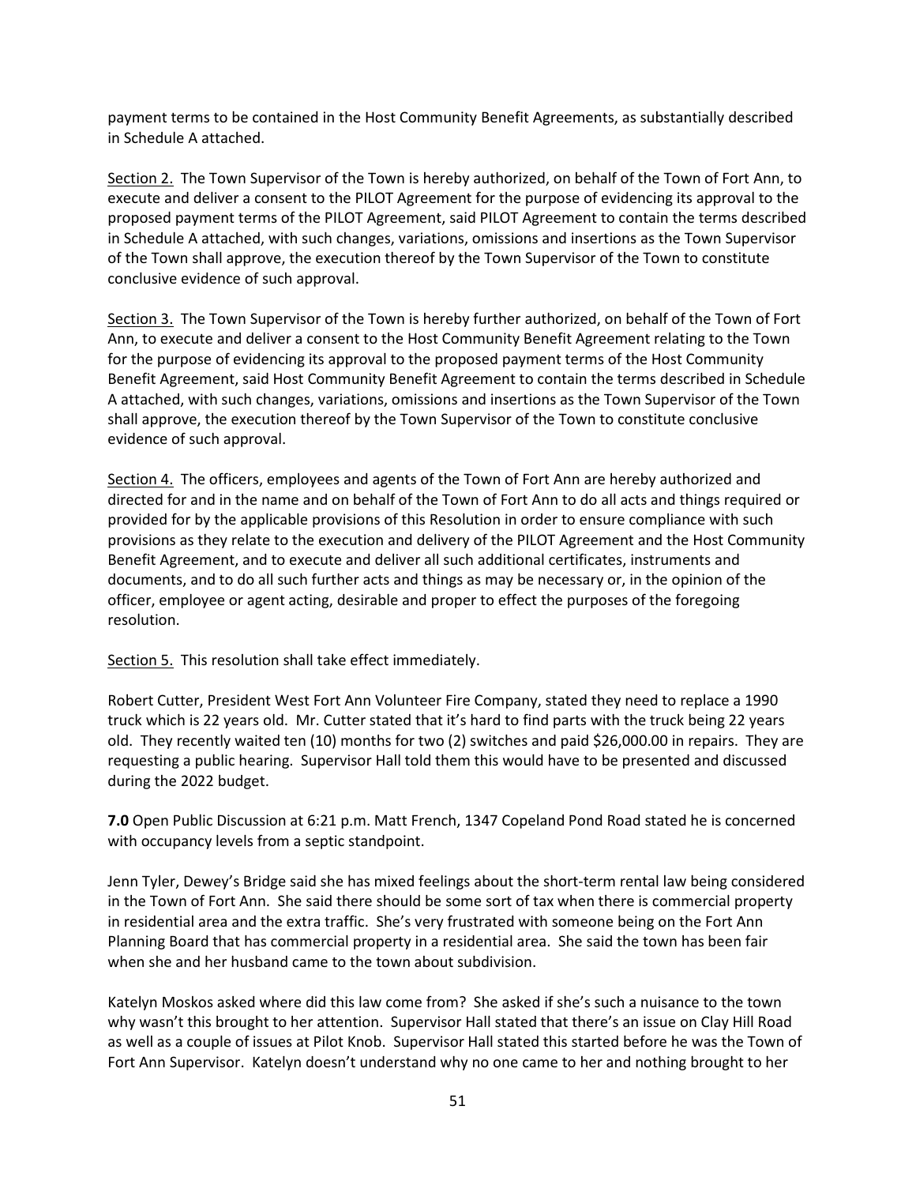payment terms to be contained in the Host Community Benefit Agreements, as substantially described in Schedule A attached.

Section 2. The Town Supervisor of the Town is hereby authorized, on behalf of the Town of Fort Ann, to execute and deliver a consent to the PILOT Agreement for the purpose of evidencing its approval to the proposed payment terms of the PILOT Agreement, said PILOT Agreement to contain the terms described in Schedule A attached, with such changes, variations, omissions and insertions as the Town Supervisor of the Town shall approve, the execution thereof by the Town Supervisor of the Town to constitute conclusive evidence of such approval.

Section 3. The Town Supervisor of the Town is hereby further authorized, on behalf of the Town of Fort Ann, to execute and deliver a consent to the Host Community Benefit Agreement relating to the Town for the purpose of evidencing its approval to the proposed payment terms of the Host Community Benefit Agreement, said Host Community Benefit Agreement to contain the terms described in Schedule A attached, with such changes, variations, omissions and insertions as the Town Supervisor of the Town shall approve, the execution thereof by the Town Supervisor of the Town to constitute conclusive evidence of such approval.

Section 4. The officers, employees and agents of the Town of Fort Ann are hereby authorized and directed for and in the name and on behalf of the Town of Fort Ann to do all acts and things required or provided for by the applicable provisions of this Resolution in order to ensure compliance with such provisions as they relate to the execution and delivery of the PILOT Agreement and the Host Community Benefit Agreement, and to execute and deliver all such additional certificates, instruments and documents, and to do all such further acts and things as may be necessary or, in the opinion of the officer, employee or agent acting, desirable and proper to effect the purposes of the foregoing resolution.

Section 5. This resolution shall take effect immediately.

Robert Cutter, President West Fort Ann Volunteer Fire Company, stated they need to replace a 1990 truck which is 22 years old. Mr. Cutter stated that it's hard to find parts with the truck being 22 years old. They recently waited ten (10) months for two (2) switches and paid $26,000.00 in repairs. They are requesting a public hearing. Supervisor Hall told them this would have to be presented and discussed during the 2022 budget.

**7.0** Open Public Discussion at 6:21 p.m. Matt French, 1347 Copeland Pond Road stated he is concerned with occupancy levels from a septic standpoint.

Jenn Tyler, Dewey's Bridge said she has mixed feelings about the short-term rental law being considered in the Town of Fort Ann. She said there should be some sort of tax when there is commercial property in residential area and the extra traffic. She's very frustrated with someone being on the Fort Ann Planning Board that has commercial property in a residential area. She said the town has been fair when she and her husband came to the town about subdivision.

Katelyn Moskos asked where did this law come from? She asked if she's such a nuisance to the town why wasn't this brought to her attention. Supervisor Hall stated that there's an issue on Clay Hill Road as well as a couple of issues at Pilot Knob. Supervisor Hall stated this started before he was the Town of Fort Ann Supervisor. Katelyn doesn't understand why no one came to her and nothing brought to her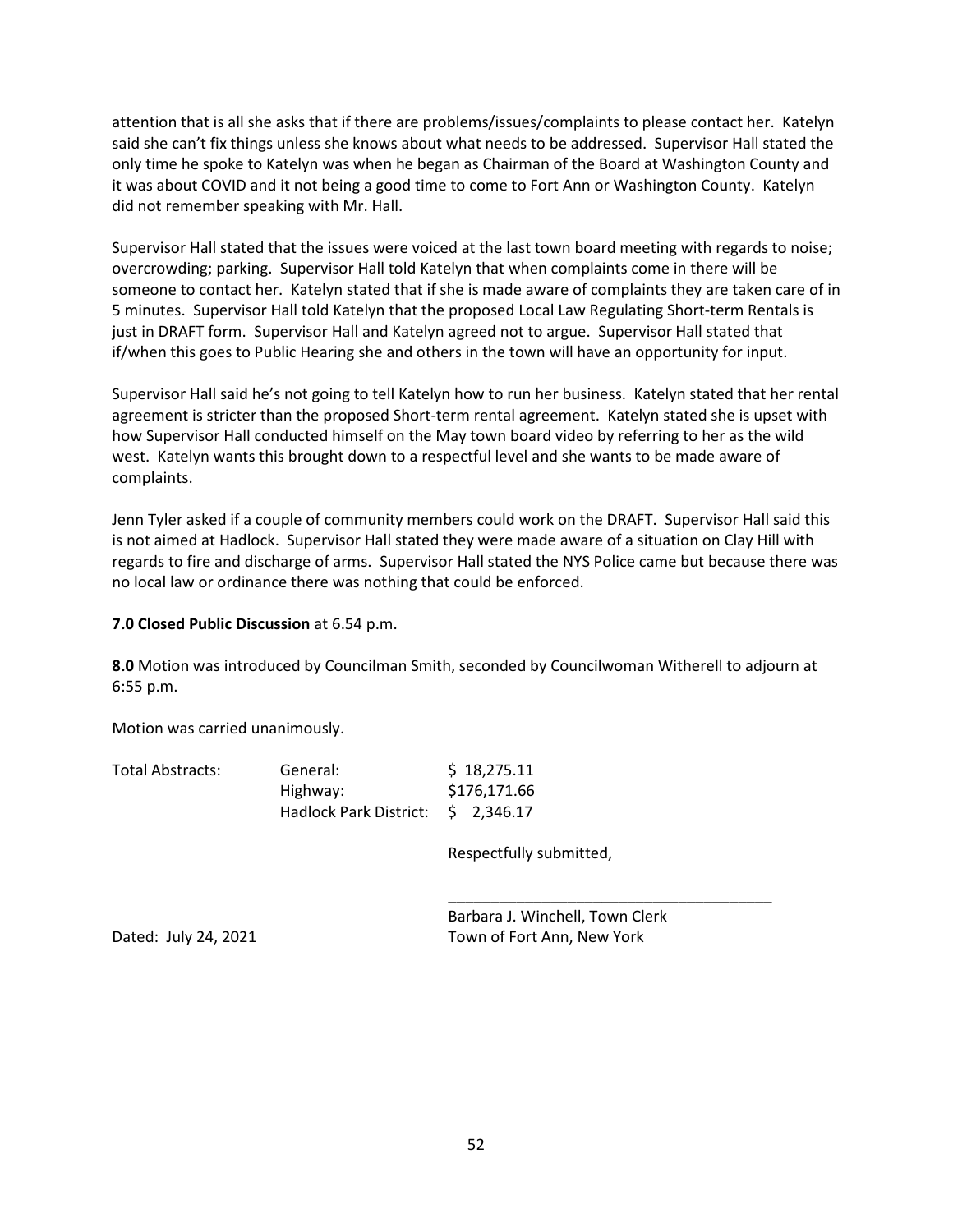attention that is all she asks that if there are problems/issues/complaints to please contact her. Katelyn said she can't fix things unless she knows about what needs to be addressed. Supervisor Hall stated the only time he spoke to Katelyn was when he began as Chairman of the Board at Washington County and it was about COVID and it not being a good time to come to Fort Ann or Washington County. Katelyn did not remember speaking with Mr. Hall.

Supervisor Hall stated that the issues were voiced at the last town board meeting with regards to noise; overcrowding; parking. Supervisor Hall told Katelyn that when complaints come in there will be someone to contact her. Katelyn stated that if she is made aware of complaints they are taken care of in 5 minutes. Supervisor Hall told Katelyn that the proposed Local Law Regulating Short-term Rentals is just in DRAFT form. Supervisor Hall and Katelyn agreed not to argue. Supervisor Hall stated that if/when this goes to Public Hearing she and others in the town will have an opportunity for input.

Supervisor Hall said he's not going to tell Katelyn how to run her business. Katelyn stated that her rental agreement is stricter than the proposed Short-term rental agreement. Katelyn stated she is upset with how Supervisor Hall conducted himself on the May town board video by referring to her as the wild west. Katelyn wants this brought down to a respectful level and she wants to be made aware of complaints.

Jenn Tyler asked if a couple of community members could work on the DRAFT. Supervisor Hall said this is not aimed at Hadlock. Supervisor Hall stated they were made aware of a situation on Clay Hill with regards to fire and discharge of arms. Supervisor Hall stated the NYS Police came but because there was no local law or ordinance there was nothing that could be enforced.

**7.0 Closed Public Discussion** at 6.54 p.m.

**8.0** Motion was introduced by Councilman Smith, seconded by Councilwoman Witherell to adjourn at 6:55 p.m.

Motion was carried unanimously.

| | | |
|---|---|---|
| Total Abstracts: | General: | $ 18,275.11 |
| | Highway: | $176,171.66 |
| | Hadlock Park District: | $ 2,346.17 |

Respectfully submitted,

\_\_\_\_\_\_\_\_\_\_\_\_\_\_\_\_\_\_\_\_\_\_\_\_\_\_\_\_\_\_\_\_\_\_\_\_\_\_\_\_

Barbara J. Winchell, Town Clerk
Town of Fort Ann, New York

Dated: July 24, 2021